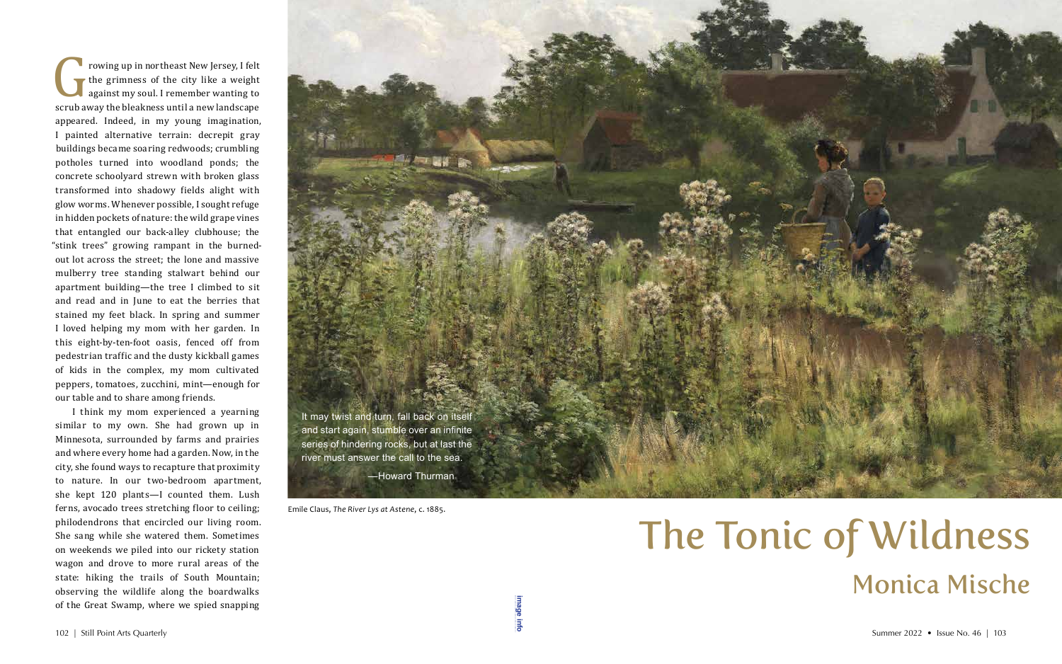# The Tonic of Wildness

## Monica Mische

It may twist and turn, fall back on itself and start again, stumble over an infinite series of hindering rocks, but at last the river must answer the call to the sea.

—Howard Thurman

Emile Claus, *The River Lys at Astene*, c. 1885.

Growing up in northeast New Jersey, I felt the grimness of the city like a weight against my soul. I remember wanting to scrub away the bleakness until a new landscape appeared. Indeed, in my young imagination, I painted alternative terrain: decrepit gray buildings became soaring redwoods; crumbling potholes turned into woodland ponds; the concrete schoolyard strewn with broken glass transformed into shadowy fields alight with glow worms. Whenever possible, I sought refuge in hidden pockets of nature: the wild grape vines that entangled our back-alley clubhouse; the "stink trees" growing rampant in the burned-out lot across the street; the lone and massive mulberry tree standing stalwart behind our apartment building—the tree I climbed to sit and read and in June to eat the berries that stained my feet black. In spring and summer I loved helping my mom with her garden. In this eight-by-ten-foot oasis, fenced off from pedestrian traffic and the dusty kickball games of kids in the complex, my mom cultivated peppers, tomatoes, zucchini, mint—enough for our table and to share among friends.

I think my mom experienced a yearning similar to my own. She had grown up in Minnesota, surrounded by farms and prairies and where every home had a garden. Now, in the city, she found ways to recapture that proximity to nature. In our two-bedroom apartment, she kept 120 plants—I counted them. Lush ferns, avocado trees stretching floor to ceiling; philodendrons that encircled our living room. She sang while she watered them. Sometimes on weekends we piled into our rickety station wagon and drove to more rural areas of the state: hiking the trails of South Mountain; observing the wildlife along the boardwalks of the Great Swamp, where we spied snapping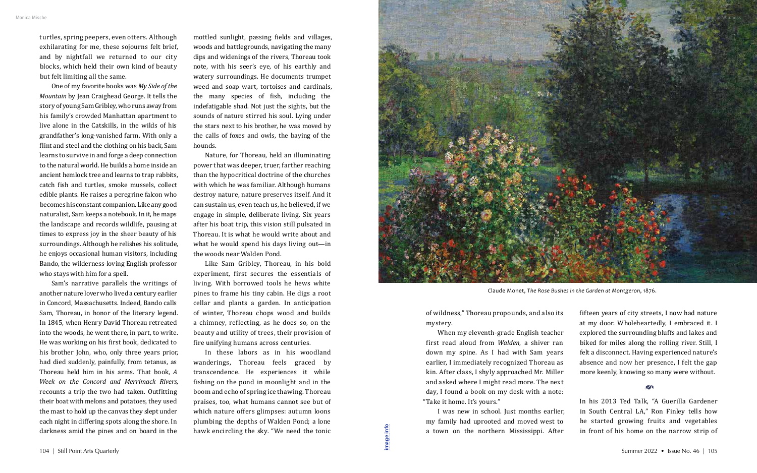turtles, spring peepers, even otters. Although exhilarating for me, these sojourns felt brief, and by nightfall we returned to our city blocks, which held their own kind of beauty but felt limiting all the same.

One of my favorite books was *My Side of the Mountain* by Jean Craighead George. It tells the story of young Sam Gribley, who runs away from his family's crowded Manhattan apartment to live alone in the Catskills, in the wilds of his grandfather's long-vanished farm. With only a flint and steel and the clothing on his back, Sam learns to survive in and forge a deep connection to the natural world. He builds a home inside an ancient hemlock tree and learns to trap rabbits, catch fish and turtles, smoke mussels, collect edible plants. He raises a peregrine falcon who becomes his constant companion. Like any good naturalist, Sam keeps a notebook. In it, he maps the landscape and records wildlife, pausing at times to express joy in the sheer beauty of his surroundings. Although he relishes his solitude, he enjoys occasional human visitors, including Bando, the wilderness-loving English professor who stays with him for a spell.

Sam's narrative parallels the writings of another nature lover who lived a century earlier in Concord, Massachusetts. Indeed, Bando calls Sam, Thoreau, in honor of the literary legend. In 1845, when Henry David Thoreau retreated into the woods, he went there, in part, to write. He was working on his first book, dedicated to his brother John, who, only three years prior, had died suddenly, painfully, from tetanus, as Thoreau held him in his arms. That book, *A Week on the Concord and Merrimack Rivers*, recounts a trip the two had taken. Outfitting their boat with melons and potatoes, they used the mast to hold up the canvas they slept under each night in differing spots along the shore. In darkness amid the pines and on board in the mottled sunlight, passing fields and villages, woods and battlegrounds, navigating the many dips and widenings of the rivers, Thoreau took note, with his seer's eye, of his earthly and watery surroundings. He documents trumpet weed and soap wart, tortoises and cardinals, the many species of fish, including the indefatigable shad. Not just the sights, but the sounds of nature stirred his soul. Lying under the stars next to his brother, he was moved by the calls of foxes and owls, the baying of the hounds.

Nature, for Thoreau, held an illuminating power that was deeper, truer, farther reaching than the hypocritical doctrine of the churches with which he was familiar. Although humans destroy nature, nature preserves itself. And it can sustain us, even teach us, he believed, if we engage in simple, deliberate living. Six years after his boat trip, this vision still pulsated in Thoreau. It is what he would write about and what he would spend his days living out—in the woods near Walden Pond.

Like Sam Gribley, Thoreau, in his bold experiment, first secures the essentials of living. With borrowed tools he hews white pines to frame his tiny cabin. He digs a root cellar and plants a garden. In anticipation of winter, Thoreau chops wood and builds a chimney, reflecting, as he does so, on the beauty and utility of trees, their provision of fire unifying humans across centuries.

In these labors as in his woodland wanderings, Thoreau feels graced by transcendence. He experiences it while fishing on the pond in moonlight and in the boom and echo of spring ice thawing. Thoreau praises, too, what humans cannot see but of which nature offers glimpses: autumn loons plumbing the depths of Walden Pond; a lone hawk encircling the sky. "We need the tonic of wildness," Thoreau propounds, and also its mystery.

Claude Monet, *The Rose Bushes in the Garden at Montgeron*, 1876.

When my eleventh-grade English teacher first read aloud from *Walden*, a shiver ran down my spine. As I had with Sam years earlier, I immediately recognized Thoreau as kin. After class, I shyly approached Mr. Miller and asked where I might read more. The next day, I found a book on my desk with a note: "Take it home. It's yours."

I was new in school. Just months earlier, my family had uprooted and moved west to a town on the northern Mississippi. After fifteen years of city streets, I now had nature at my door. Wholeheartedly, I embraced it. I explored the surrounding bluffs and lakes and biked for miles along the rolling river. Still, I felt a disconnect. Having experienced nature's absence and now her presence, I felt the gap more keenly, knowing so many were without.

In his 2013 Ted Talk, "A Guerilla Gardener in South Central LA," Ron Finley tells how he started growing fruits and vegetables in front of his home on the narrow strip of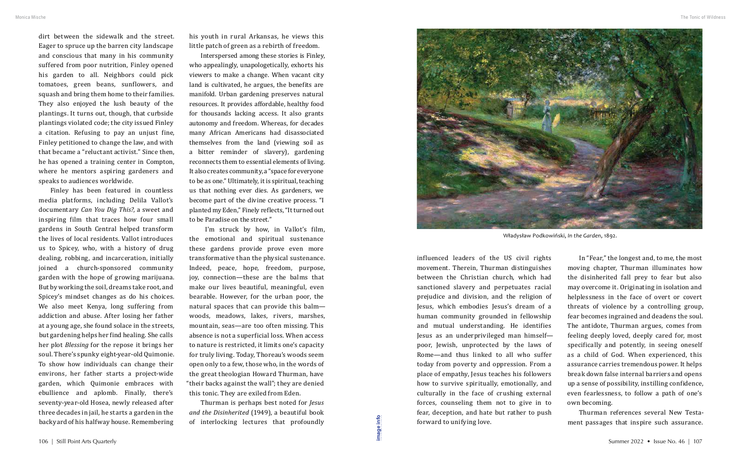dirt between the sidewalk and the street. Eager to spruce up the barren city landscape and conscious that many in his community suffered from poor nutrition, Finley opened his garden to all. Neighbors could pick tomatoes, green beans, sunflowers, and squash and bring them home to their families. They also enjoyed the lush beauty of the plantings. It turns out, though, that curbside plantings violated code; the city issued Finley a citation. Refusing to pay an unjust fine, Finley petitioned to change the law, and with that became a "reluctant activist." Since then, he has opened a training center in Compton, where he mentors aspiring gardeners and speaks to audiences worldwide.

Finley has been featured in countless media platforms, including Delila Vallot's documentary *Can You Dig This?*, a sweet and inspiring film that traces how four small gardens in South Central helped transform the lives of local residents. Vallot introduces us to Spicey, who, with a history of drug dealing, robbing, and incarceration, initially joined a church-sponsored community garden with the hope of growing marijuana. But by working the soil, dreams take root, and Spicey's mindset changes as do his choices. We also meet Kenya, long suffering from addiction and abuse. After losing her father at a young age, she found solace in the streets, but gardening helps her find healing. She calls her plot *Blessing* for the repose it brings her soul. There's spunky eight-year-old Quimonie. To show how individuals can change their environs, her father starts a project-wide garden, which Quimonie embraces with ebullience and aplomb. Finally, there's seventy-year-old Hosea, newly released after three decades in jail, he starts a garden in the backyard of his halfway house. Remembering his youth in rural Arkansas, he views this little patch of green as a rebirth of freedom.

Interspersed among these stories is Finley, who appealingly, unapologetically, exhorts his viewers to make a change. When vacant city land is cultivated, he argues, the benefits are manifold. Urban gardening preserves natural resources. It provides affordable, healthy food for thousands lacking access. It also grants autonomy and freedom. Whereas, for decades many African Americans had disassociated themselves from the land (viewing soil as a bitter reminder of slavery), gardening reconnects them to essential elements of living. It also creates community, a "space for everyone to be as one." Ultimately, it is spiritual, teaching us that nothing ever dies. As gardeners, we become part of the divine creative process. "I planted my Eden," Finely reflects, "It turned out to be Paradise on the street."

I'm struck by how, in Vallot's film, the emotional and spiritual sustenance these gardens provide prove even more transformative than the physical sustenance. Indeed, peace, hope, freedom, purpose, joy, connection—these are the balms that make our lives beautiful, meaningful, even bearable. However, for the urban poor, the natural spaces that can provide this balm—woods, meadows, lakes, rivers, marshes, mountain, seas—are too often missing. This absence is not a superficial loss. When access to nature is restricted, it limits one's capacity for truly living. Today, Thoreau's woods seem open only to a few, those who, in the words of the great theologian Howard Thurman, have "their backs against the wall"; they are denied this tonic. They are exiled from Eden.

Thurman is perhaps best noted for *Jesus and the Disinherited* (1949), a beautiful book of interlocking lectures that profoundly influenced leaders of the US civil rights movement. Therein, Thurman distinguishes between the Christian church, which had sanctioned slavery and perpetuates racial prejudice and division, and the religion of Jesus, which embodies Jesus's dream of a human community grounded in fellowship and mutual understanding. He identifies Jesus as an underprivileged man himself—poor, Jewish, unprotected by the laws of Rome—and thus linked to all who suffer today from poverty and oppression. From a place of empathy, Jesus teaches his followers how to survive spiritually, emotionally, and culturally in the face of crushing external forces, counseling them not to give in to fear, deception, and hate but rather to push forward to unifying love.

Władysław Podkowiński, *In the Garden*, 1892.

In "Fear," the longest and, to me, the most moving chapter, Thurman illuminates how the disinherited fall prey to fear but also may overcome it. Originating in isolation and helplessness in the face of overt or covert threats of violence by a controlling group, fear becomes ingrained and deadens the soul. The antidote, Thurman argues, comes from feeling deeply loved, deeply cared for, most specifically and potently, in seeing oneself as a child of God. When experienced, this assurance carries tremendous power. It helps break down false internal barriers and opens up a sense of possibility, instilling confidence, even fearlessness, to follow a path of one's own becoming.

Thurman references several New Testament passages that inspire such assurance.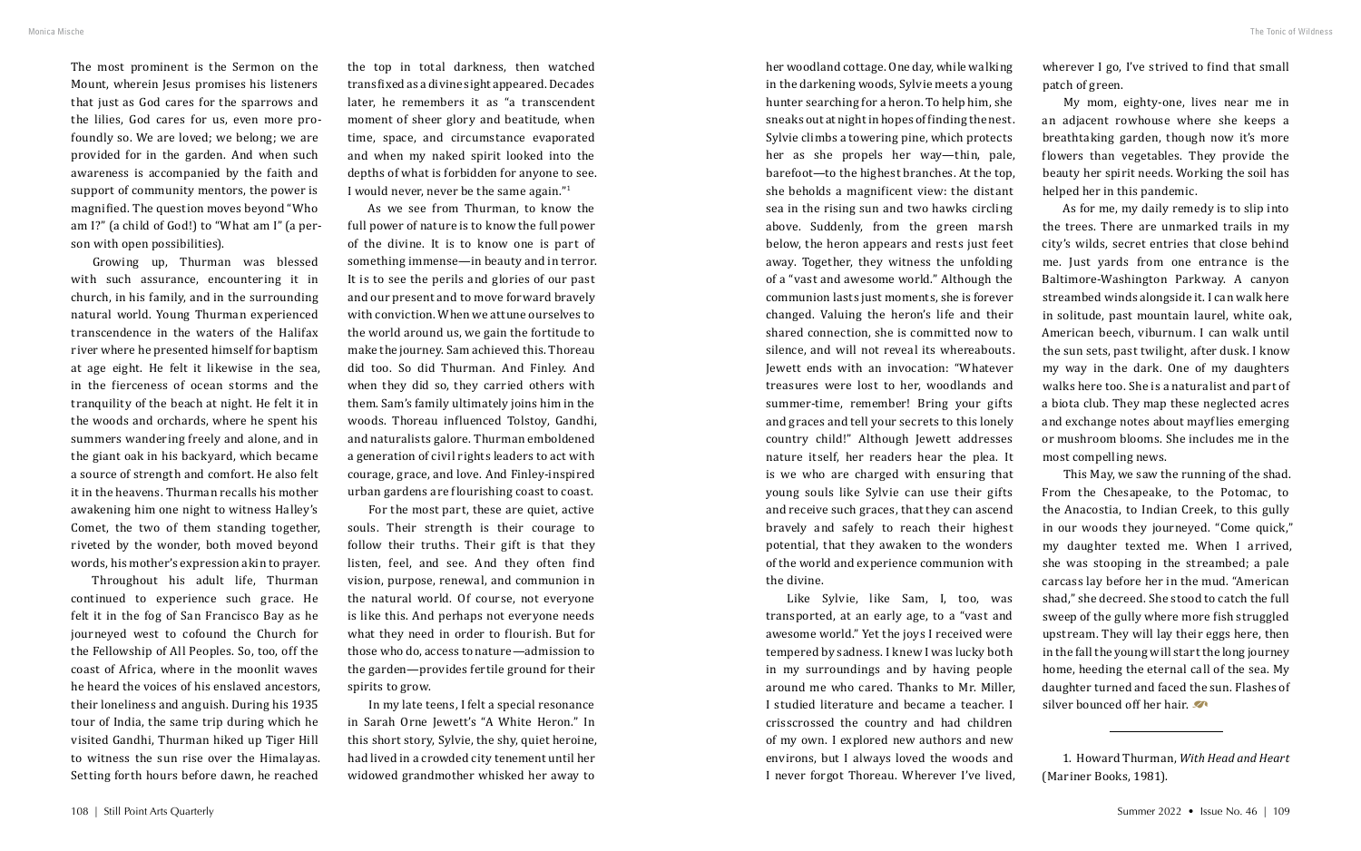The most prominent is the Sermon on the Mount, wherein Jesus promises his listeners that just as God cares for the sparrows and the lilies, God cares for us, even more profoundly so. We are loved; we belong; we are provided for in the garden. And when such awareness is accompanied by the faith and support of community mentors, the power is magnified. The question moves beyond "Who am I?" (a child of God!) to "What am I" (a person with open possibilities).

Growing up, Thurman was blessed with such assurance, encountering it in church, in his family, and in the surrounding natural world. Young Thurman experienced transcendence in the waters of the Halifax river where he presented himself for baptism at age eight. He felt it likewise in the sea, in the fierceness of ocean storms and the tranquility of the beach at night. He felt it in the woods and orchards, where he spent his summers wandering freely and alone, and in the giant oak in his backyard, which became a source of strength and comfort. He also felt it in the heavens. Thurman recalls his mother awakening him one night to witness Halley's Comet, the two of them standing together, riveted by the wonder, both moved beyond words, his mother's expression akin to prayer.

Throughout his adult life, Thurman continued to experience such grace. He felt it in the fog of San Francisco Bay as he journeyed west to cofound the Church for the Fellowship of All Peoples. So, too, off the coast of Africa, where in the moonlit waves he heard the voices of his enslaved ancestors, their loneliness and anguish. During his 1935 tour of India, the same trip during which he visited Gandhi, Thurman hiked up Tiger Hill to witness the sun rise over the Himalayas. Setting forth hours before dawn, he reached the top in total darkness, then watched transfixed as a divine sight appeared. Decades later, he remembers it as "a transcendent moment of sheer glory and beatitude, when time, space, and circumstance evaporated and when my naked spirit looked into the depths of what is forbidden for anyone to see. I would never, never be the same again."[1]

As we see from Thurman, to know the full power of nature is to know the full power of the divine. It is to know one is part of something immense—in beauty and in terror. It is to see the perils and glories of our past and our present and to move forward bravely with conviction. When we attune ourselves to the world around us, we gain the fortitude to make the journey. Sam achieved this. Thoreau did too. So did Thurman. And Finley. And when they did so, they carried others with them. Sam's family ultimately joins him in the woods. Thoreau influenced Tolstoy, Gandhi, and naturalists galore. Thurman emboldened a generation of civil rights leaders to act with courage, grace, and love. And Finley-inspired urban gardens are flourishing coast to coast.

For the most part, these are quiet, active souls. Their strength is their courage to follow their truths. Their gift is that they listen, feel, and see. And they often find vision, purpose, renewal, and communion in the natural world. Of course, not everyone is like this. And perhaps not everyone needs what they need in order to flourish. But for those who do, access to nature—admission to the garden—provides fertile ground for their spirits to grow.

In my late teens, I felt a special resonance in Sarah Orne Jewett's "A White Heron." In this short story, Sylvie, the shy, quiet heroine, had lived in a crowded city tenement until her widowed grandmother whisked her away to her woodland cottage. One day, while walking in the darkening woods, Sylvie meets a young hunter searching for a heron. To help him, she sneaks out at night in hopes of finding the nest. Sylvie climbs a towering pine, which protects her as she propels her way—thin, pale, barefoot—to the highest branches. At the top, she beholds a magnificent view: the distant sea in the rising sun and two hawks circling above. Suddenly, from the green marsh below, the heron appears and rests just feet away. Together, they witness the unfolding of a "vast and awesome world." Although the communion lasts just moments, she is forever changed. Valuing the heron's life and their shared connection, she is committed now to silence, and will not reveal its whereabouts. Jewett ends with an invocation: "Whatever treasures were lost to her, woodlands and summer-time, remember! Bring your gifts and graces and tell your secrets to this lonely country child!" Although Jewett addresses nature itself, her readers hear the plea. It is we who are charged with ensuring that young souls like Sylvie can use their gifts and receive such graces, that they can ascend bravely and safely to reach their highest potential, that they awaken to the wonders of the world and experience communion with the divine.

Like Sylvie, like Sam, I, too, was transported, at an early age, to a "vast and awesome world." Yet the joys I received were tempered by sadness. I knew I was lucky both in my surroundings and by having people around me who cared. Thanks to Mr. Miller, I studied literature and became a teacher. I crisscrossed the country and had children of my own. I explored new authors and new environs, but I always loved the woods and I never forgot Thoreau. Wherever I've lived, wherever I go, I've strived to find that small patch of green.

My mom, eighty-one, lives near me in an adjacent rowhouse where she keeps a breathtaking garden, though now it's more flowers than vegetables. They provide the beauty her spirit needs. Working the soil has helped her in this pandemic.

As for me, my daily remedy is to slip into the trees. There are unmarked trails in my city's wilds, secret entries that close behind me. Just yards from one entrance is the Baltimore-Washington Parkway. A canyon streambed winds alongside it. I can walk here in solitude, past mountain laurel, white oak, American beech, viburnum. I can walk until the sun sets, past twilight, after dusk. I know my way in the dark. One of my daughters walks here too. She is a naturalist and part of a biota club. They map these neglected acres and exchange notes about mayflies emerging or mushroom blooms. She includes me in the most compelling news.

This May, we saw the running of the shad. From the Chesapeake, to the Potomac, to the Anacostia, to Indian Creek, to this gully in our woods they journeyed. "Come quick," my daughter texted me. When I arrived, she was stooping in the streambed; a pale carcass lay before her in the mud. "American shad," she decreed. She stood to catch the full sweep of the gully where more fish struggled upstream. They will lay their eggs here, then in the fall the young will start the long journey home, heeding the eternal call of the sea. My daughter turned and faced the sun. Flashes of silver bounced off her hair.

---

1. Howard Thurman, *With Head and Heart* (Mariner Books, 1981).